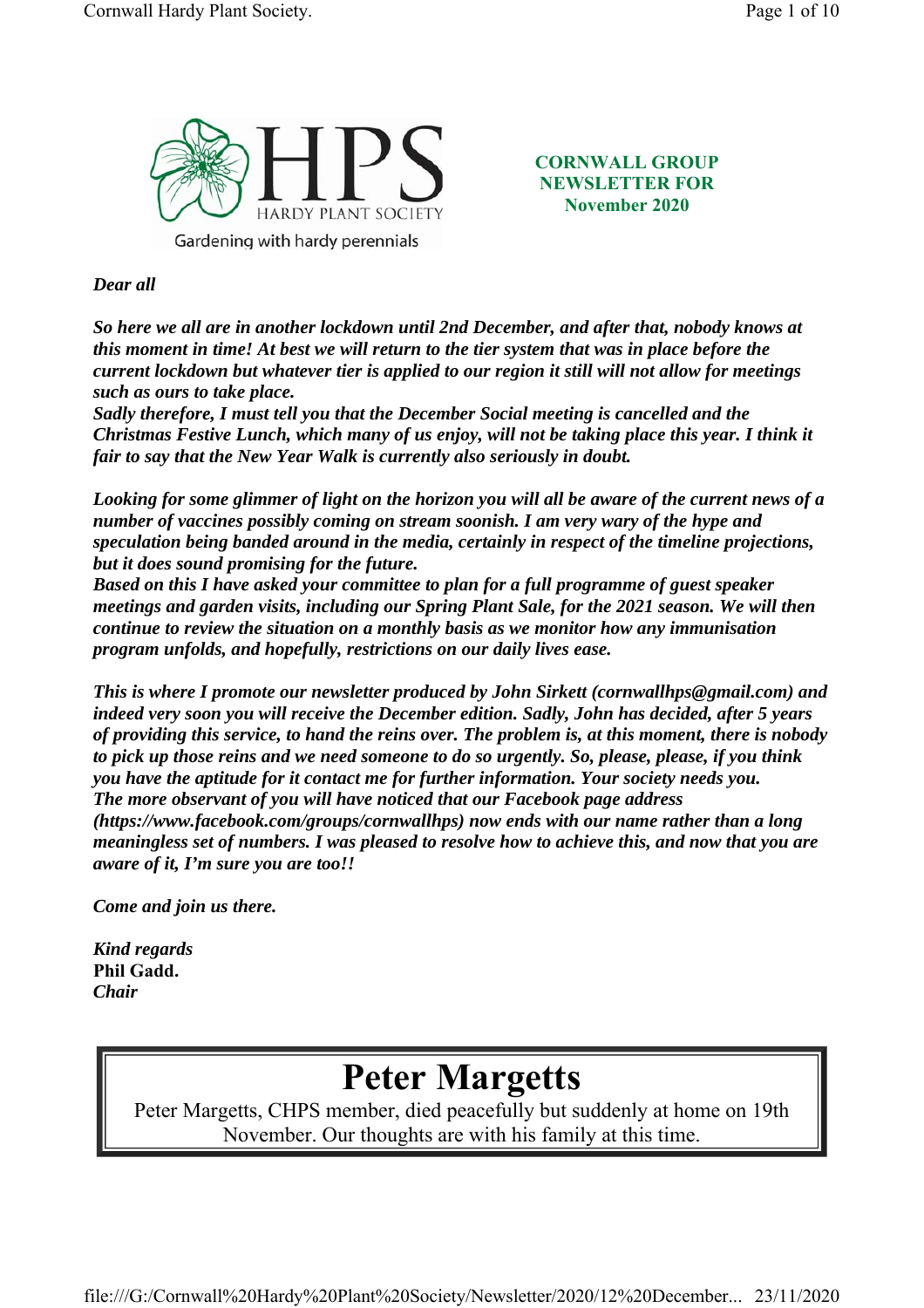HPS HARDY PLANT SOCIETY

Gardening with hardy perennials

**CORNWALL GROUP NEWSLETTER FOR November 2020**

***Dear all***

***So here we all are in another lockdown until 2nd December, and after that, nobody knows at this moment in time! At best we will return to the tier system that was in place before the current lockdown but whatever tier is applied to our region it still will not allow for meetings such as ours to take place.***
***Sadly therefore, I must tell you that the December Social meeting is cancelled and the Christmas Festive Lunch, which many of us enjoy, will not be taking place this year. I think it fair to say that the New Year Walk is currently also seriously in doubt.***

***Looking for some glimmer of light on the horizon you will all be aware of the current news of a number of vaccines possibly coming on stream soonish. I am very wary of the hype and speculation being banded around in the media, certainly in respect of the timeline projections, but it does sound promising for the future.***
***Based on this I have asked your committee to plan for a full programme of guest speaker meetings and garden visits, including our Spring Plant Sale, for the 2021 season. We will then continue to review the situation on a monthly basis as we monitor how any immunisation program unfolds, and hopefully, restrictions on our daily lives ease.***

***This is where I promote our newsletter produced by John Sirkett (cornwallhps@gmail.com) and indeed very soon you will receive the December edition. Sadly, John has decided, after 5 years of providing this service, to hand the reins over. The problem is, at this moment, there is nobody to pick up those reins and we need someone to do so urgently. So, please, please, if you think you have the aptitude for it contact me for further information. Your society needs you.***
***The more observant of you will have noticed that our Facebook page address (https://www.facebook.com/groups/cornwallhps) now ends with our name rather than a long meaningless set of numbers. I was pleased to resolve how to achieve this, and now that you are aware of it, I'm sure you are too!!***

***Come and join us there.***

***Kind regards***
**Phil Gadd.**
***Chair***

# Peter Margetts

Peter Margetts, CHPS member, died peacefully but suddenly at home on 19th November. Our thoughts are with his family at this time.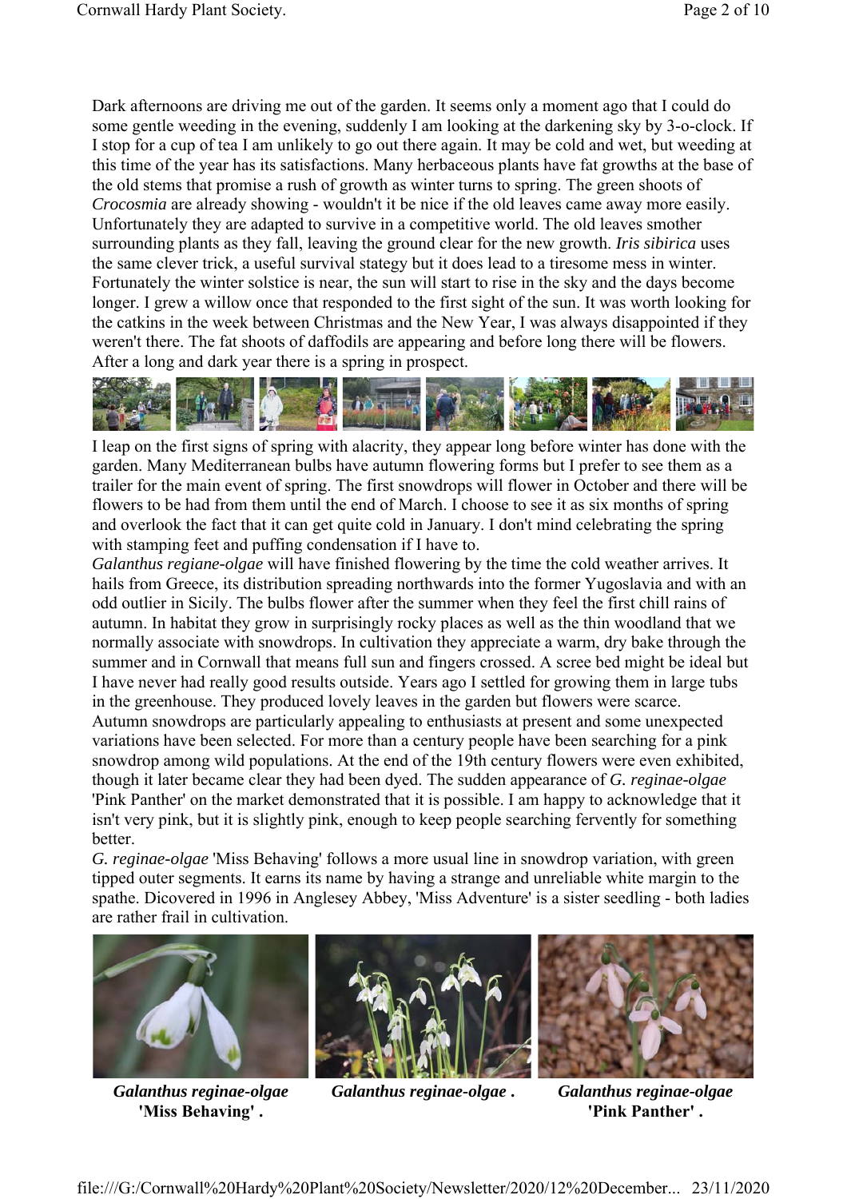Dark afternoons are driving me out of the garden. It seems only a moment ago that I could do some gentle weeding in the evening, suddenly I am looking at the darkening sky by 3-o-clock. If I stop for a cup of tea I am unlikely to go out there again. It may be cold and wet, but weeding at this time of the year has its satisfactions. Many herbaceous plants have fat growths at the base of the old stems that promise a rush of growth as winter turns to spring. The green shoots of *Crocosmia* are already showing - wouldn't it be nice if the old leaves came away more easily. Unfortunately they are adapted to survive in a competitive world. The old leaves smother surrounding plants as they fall, leaving the ground clear for the new growth. *Iris sibirica* uses the same clever trick, a useful survival stategy but it does lead to a tiresome mess in winter. Fortunately the winter solstice is near, the sun will start to rise in the sky and the days become longer. I grew a willow once that responded to the first sight of the sun. It was worth looking for the catkins in the week between Christmas and the New Year, I was always disappointed if they weren't there. The fat shoots of daffodils are appearing and before long there will be flowers. After a long and dark year there is a spring in prospect.

I leap on the first signs of spring with alacrity, they appear long before winter has done with the garden. Many Mediterranean bulbs have autumn flowering forms but I prefer to see them as a trailer for the main event of spring. The first snowdrops will flower in October and there will be flowers to be had from them until the end of March. I choose to see it as six months of spring and overlook the fact that it can get quite cold in January. I don't mind celebrating the spring with stamping feet and puffing condensation if I have to.

*Galanthus regiane-olgae* will have finished flowering by the time the cold weather arrives. It hails from Greece, its distribution spreading northwards into the former Yugoslavia and with an odd outlier in Sicily. The bulbs flower after the summer when they feel the first chill rains of autumn. In habitat they grow in surprisingly rocky places as well as the thin woodland that we normally associate with snowdrops. In cultivation they appreciate a warm, dry bake through the summer and in Cornwall that means full sun and fingers crossed. A scree bed might be ideal but I have never had really good results outside. Years ago I settled for growing them in large tubs in the greenhouse. They produced lovely leaves in the garden but flowers were scarce.

Autumn snowdrops are particularly appealing to enthusiasts at present and some unexpected variations have been selected. For more than a century people have been searching for a pink snowdrop among wild populations. At the end of the 19th century flowers were even exhibited, though it later became clear they had been dyed. The sudden appearance of *G. reginae-olgae* 'Pink Panther' on the market demonstrated that it is possible. I am happy to acknowledge that it isn't very pink, but it is slightly pink, enough to keep people searching fervently for something better.

*G. reginae-olgae* 'Miss Behaving' follows a more usual line in snowdrop variation, with green tipped outer segments. It earns its name by having a strange and unreliable white margin to the spathe. Dicovered in 1996 in Anglesey Abbey, 'Miss Adventure' is a sister seedling - both ladies are rather frail in cultivation.

***Galanthus reginae-olgae* 'Miss Behaving' .**

***Galanthus reginae-olgae* .**

***Galanthus reginae-olgae* 'Pink Panther' .**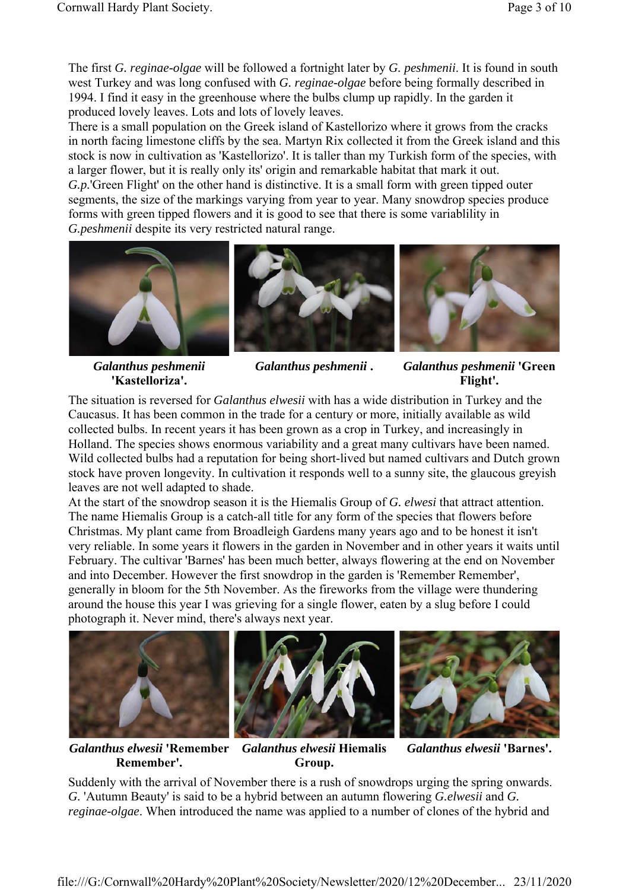The first *G. reginae-olgae* will be followed a fortnight later by *G. peshmenii*. It is found in south west Turkey and was long confused with *G. reginae-olgae* before being formally described in 1994. I find it easy in the greenhouse where the bulbs clump up rapidly. In the garden it produced lovely leaves. Lots and lots of lovely leaves.

There is a small population on the Greek island of Kastellorizo where it grows from the cracks in north facing limestone cliffs by the sea. Martyn Rix collected it from the Greek island and this stock is now in cultivation as 'Kastellorizo'. It is taller than my Turkish form of the species, with a larger flower, but it is really only its' origin and remarkable habitat that mark it out.

*G.p.*'Green Flight' on the other hand is distinctive. It is a small form with green tipped outer segments, the size of the markings varying from year to year. Many snowdrop species produce forms with green tipped flowers and it is good to see that there is some variablility in *G.peshmenii* despite its very restricted natural range.

***Galanthus peshmenii* 'Kastelloriza'.**

***Galanthus peshmenii* .**

***Galanthus peshmenii* 'Green Flight'.**

The situation is reversed for *Galanthus elwesii* with has a wide distribution in Turkey and the Caucasus. It has been common in the trade for a century or more, initially available as wild collected bulbs. In recent years it has been grown as a crop in Turkey, and increasingly in Holland. The species shows enormous variability and a great many cultivars have been named. Wild collected bulbs had a reputation for being short-lived but named cultivars and Dutch grown stock have proven longevity. In cultivation it responds well to a sunny site, the glaucous greyish leaves are not well adapted to shade.

At the start of the snowdrop season it is the Hiemalis Group of *G. elwesi* that attract attention. The name Hiemalis Group is a catch-all title for any form of the species that flowers before Christmas. My plant came from Broadleigh Gardens many years ago and to be honest it isn't very reliable. In some years it flowers in the garden in November and in other years it waits until February. The cultivar 'Barnes' has been much better, always flowering at the end on November and into December. However the first snowdrop in the garden is 'Remember Remember', generally in bloom for the 5th November. As the fireworks from the village were thundering around the house this year I was grieving for a single flower, eaten by a slug before I could photograph it. Never mind, there's always next year.

***Galanthus elwesii* 'Remember Remember'.**

***Galanthus elwesii* Hiemalis Group.**

***Galanthus elwesii* 'Barnes'.**

Suddenly with the arrival of November there is a rush of snowdrops urging the spring onwards. *G.* 'Autumn Beauty' is said to be a hybrid between an autumn flowering *G.elwesii* and *G. reginae-olgae*. When introduced the name was applied to a number of clones of the hybrid and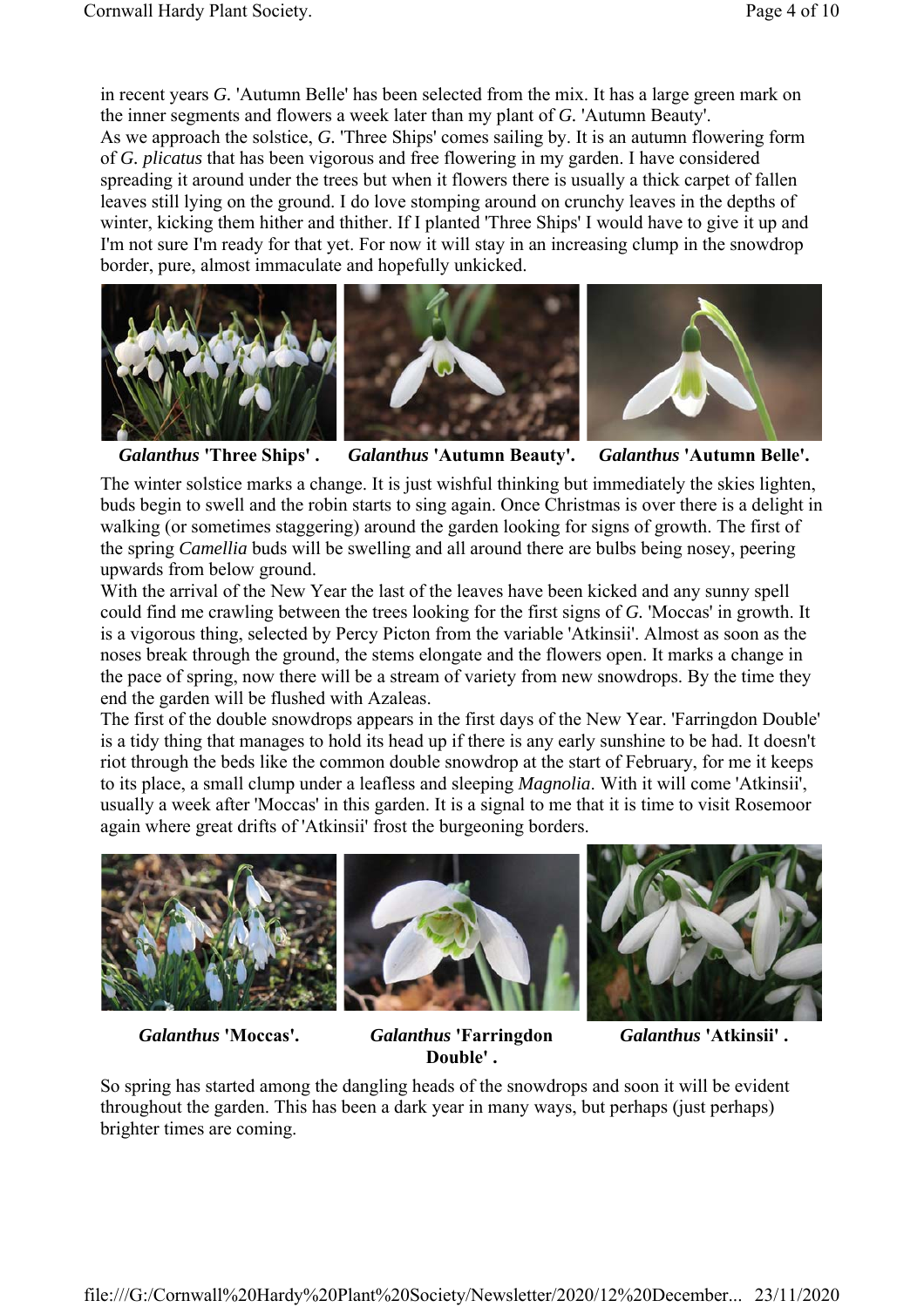in recent years *G.* 'Autumn Belle' has been selected from the mix. It has a large green mark on the inner segments and flowers a week later than my plant of *G.* 'Autumn Beauty'.
As we approach the solstice, *G.* 'Three Ships' comes sailing by. It is an autumn flowering form of *G. plicatus* that has been vigorous and free flowering in my garden. I have considered spreading it around under the trees but when it flowers there is usually a thick carpet of fallen leaves still lying on the ground. I do love stomping around on crunchy leaves in the depths of winter, kicking them hither and thither. If I planted 'Three Ships' I would have to give it up and I'm not sure I'm ready for that yet. For now it will stay in an increasing clump in the snowdrop border, pure, almost immaculate and hopefully unkicked.

***Galanthus* 'Three Ships' .** ***Galanthus* 'Autumn Beauty'.** ***Galanthus* 'Autumn Belle'.**

The winter solstice marks a change. It is just wishful thinking but immediately the skies lighten, buds begin to swell and the robin starts to sing again. Once Christmas is over there is a delight in walking (or sometimes staggering) around the garden looking for signs of growth. The first of the spring *Camellia* buds will be swelling and all around there are bulbs being nosey, peering upwards from below ground.
With the arrival of the New Year the last of the leaves have been kicked and any sunny spell could find me crawling between the trees looking for the first signs of *G.* 'Moccas' in growth. It is a vigorous thing, selected by Percy Picton from the variable 'Atkinsii'. Almost as soon as the noses break through the ground, the stems elongate and the flowers open. It marks a change in the pace of spring, now there will be a stream of variety from new snowdrops. By the time they end the garden will be flushed with Azaleas.
The first of the double snowdrops appears in the first days of the New Year. 'Farringdon Double' is a tidy thing that manages to hold its head up if there is any early sunshine to be had. It doesn't riot through the beds like the common double snowdrop at the start of February, for me it keeps to its place, a small clump under a leafless and sleeping *Magnolia*. With it will come 'Atkinsii', usually a week after 'Moccas' in this garden. It is a signal to me that it is time to visit Rosemoor again where great drifts of 'Atkinsii' frost the burgeoning borders.

***Galanthus* 'Moccas'.** ***Galanthus* 'Farringdon Double' .** ***Galanthus* 'Atkinsii' .**

So spring has started among the dangling heads of the snowdrops and soon it will be evident throughout the garden. This has been a dark year in many ways, but perhaps (just perhaps) brighter times are coming.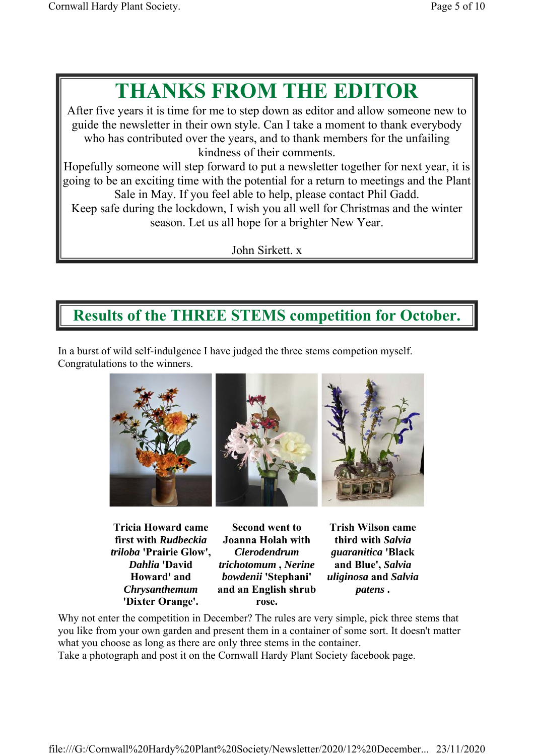# THANKS FROM THE EDITOR

After five years it is time for me to step down as editor and allow someone new to guide the newsletter in their own style. Can I take a moment to thank everybody who has contributed over the years, and to thank members for the unfailing kindness of their comments.

Hopefully someone will step forward to put a newsletter together for next year, it is going to be an exciting time with the potential for a return to meetings and the Plant Sale in May. If you feel able to help, please contact Phil Gadd.

Keep safe during the lockdown, I wish you all well for Christmas and the winter season. Let us all hope for a brighter New Year.

John Sirkett. x

## Results of the THREE STEMS competition for October.

In a burst of wild self-indulgence I have judged the three stems compeition myself. Congratulations to the winners.

**Tricia Howard came first with *Rudbeckia triloba* 'Prairie Glow', *Dahlia* 'David Howard' and *Chrysanthemum* 'Dixter Orange'.**

**Second went to Joanna Holah with *Clerodendrum trichotomum* , *Nerine bowdenii* 'Stephani' and an English shrub rose.**

**Trish Wilson came third with *Salvia guaranitica* 'Black and Blue', *Salvia uliginosa* and *Salvia patens* .**

Why not enter the competition in December? The rules are very simple, pick three stems that you like from your own garden and present them in a container of some sort. It doesn't matter what you choose as long as there are only three stems in the container.

Take a photograph and post it on the Cornwall Hardy Plant Society facebook page.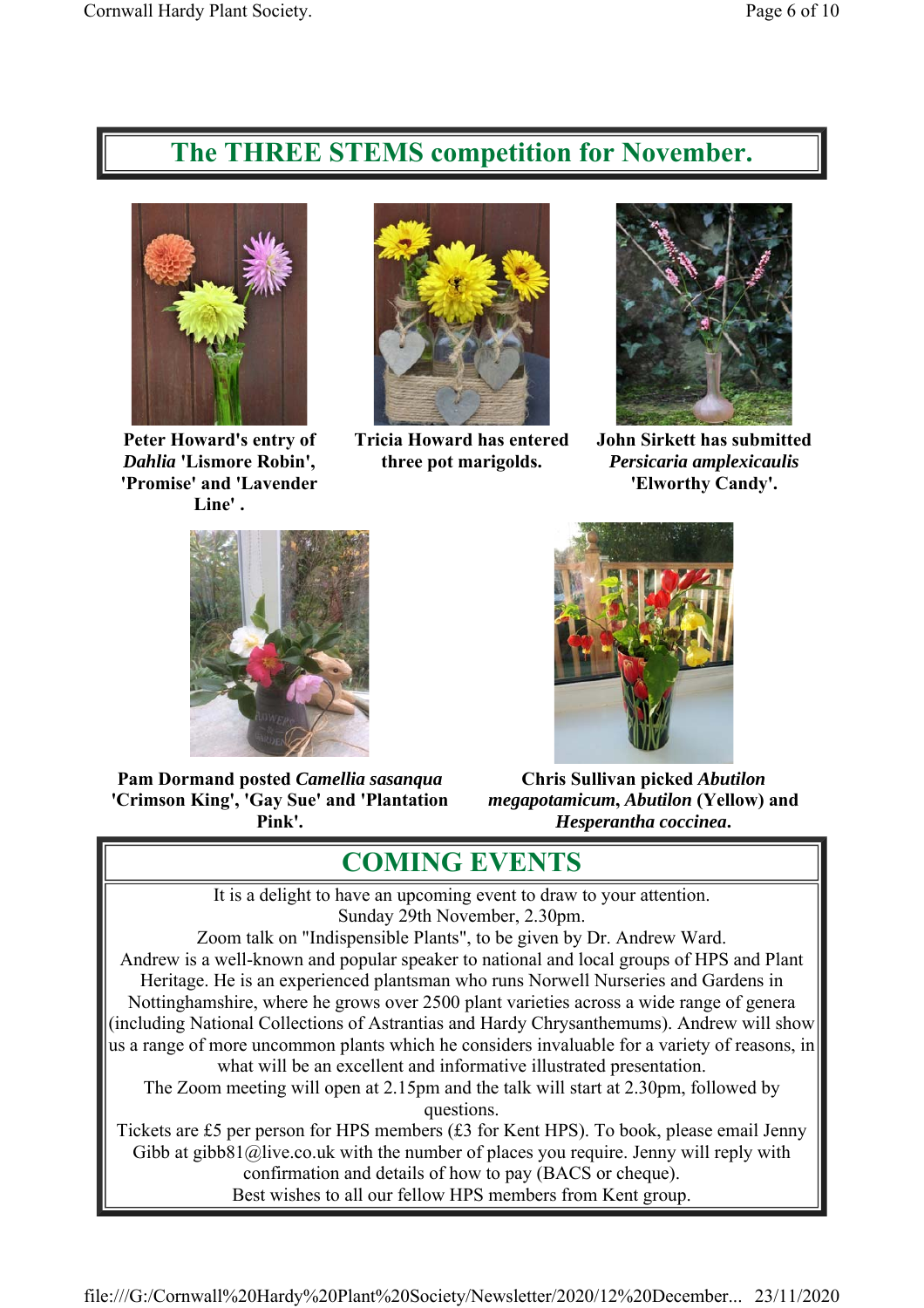## The THREE STEMS competition for November.

**Peter Howard's entry of *Dahlia* 'Lismore Robin', 'Promise' and 'Lavender Line' .**

**Tricia Howard has entered three pot marigolds.**

**John Sirkett has submitted *Persicaria amplexicaulis* 'Elworthy Candy'.**

**Pam Dormand posted *Camellia sasanqua* 'Crimson King', 'Gay Sue' and 'Plantation Pink'.**

**Chris Sullivan picked *Abutilon megapotamicum*, *Abutilon* (Yellow) and *Hesperantha coccinea*.**

## COMING EVENTS

It is a delight to have an upcoming event to draw to your attention.
Sunday 29th November, 2.30pm.
Zoom talk on "Indispensible Plants", to be given by Dr. Andrew Ward.
Andrew is a well-known and popular speaker to national and local groups of HPS and Plant Heritage. He is an experienced plantsman who runs Norwell Nurseries and Gardens in Nottinghamshire, where he grows over 2500 plant varieties across a wide range of genera (including National Collections of Astrantias and Hardy Chrysanthemums). Andrew will show us a range of more uncommon plants which he considers invaluable for a variety of reasons, in what will be an excellent and informative illustrated presentation.
The Zoom meeting will open at 2.15pm and the talk will start at 2.30pm, followed by questions.
Tickets are £5 per person for HPS members (£3 for Kent HPS). To book, please email Jenny Gibb at gibb81@live.co.uk with the number of places you require. Jenny will reply with confirmation and details of how to pay (BACS or cheque).
Best wishes to all our fellow HPS members from Kent group.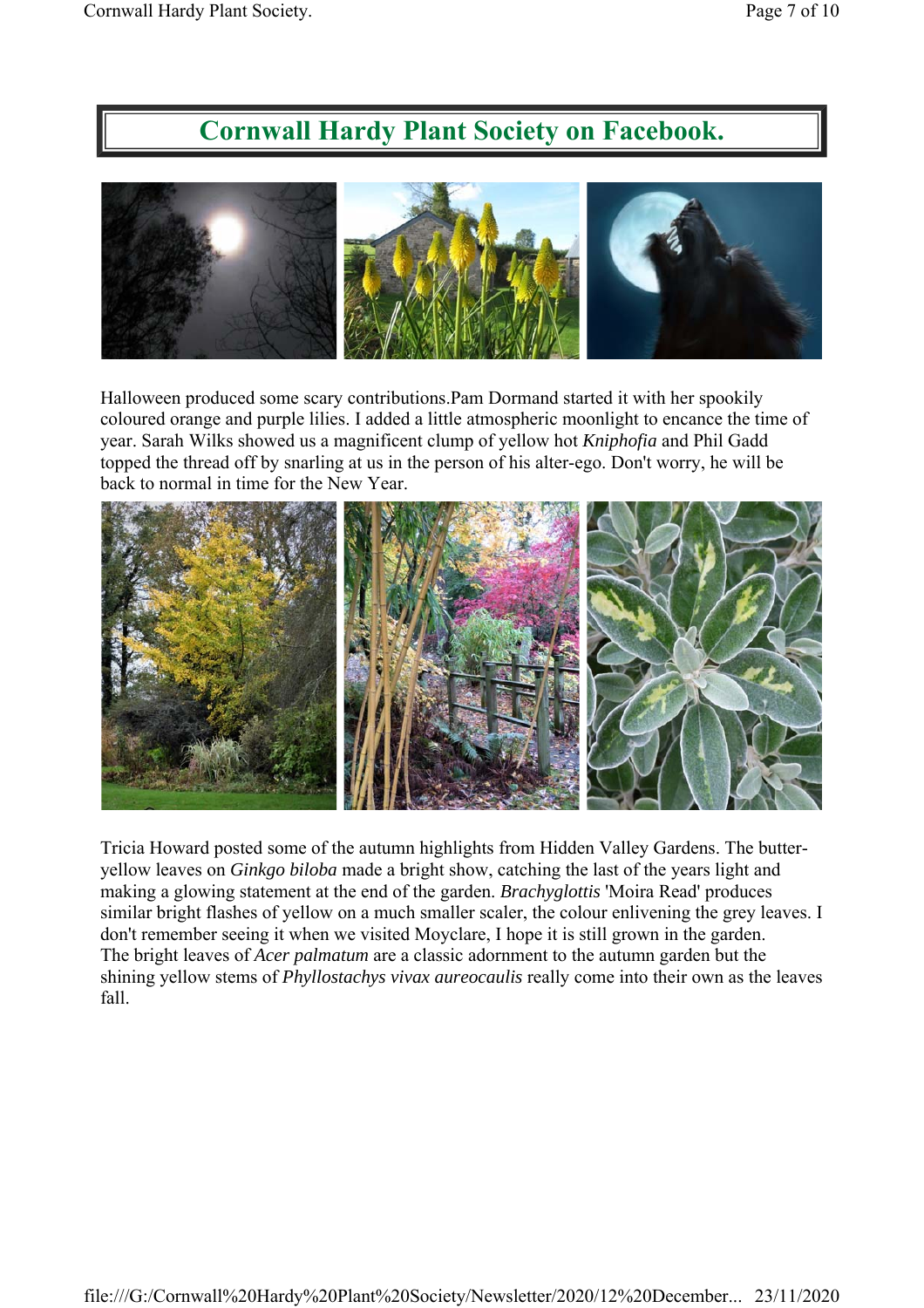# Cornwall Hardy Plant Society on Facebook.

Halloween produced some scary contributions.Pam Dormand started it with her spookily coloured orange and purple lilies. I added a little atmospheric moonlight to encance the time of year. Sarah Wilks showed us a magnificent clump of yellow hot *Kniphofia* and Phil Gadd topped the thread off by snarling at us in the person of his alter-ego. Don't worry, he will be back to normal in time for the New Year.

Tricia Howard posted some of the autumn highlights from Hidden Valley Gardens. The butter-yellow leaves on *Ginkgo biloba* made a bright show, catching the last of the years light and making a glowing statement at the end of the garden. *Brachyglottis* 'Moira Read' produces similar bright flashes of yellow on a much smaller scaler, the colour enlivening the grey leaves. I don't remember seeing it when we visited Moyclare, I hope it is still grown in the garden. The bright leaves of *Acer palmatum* are a classic adornment to the autumn garden but the shining yellow stems of *Phyllostachys vivax aureocaulis* really come into their own as the leaves fall.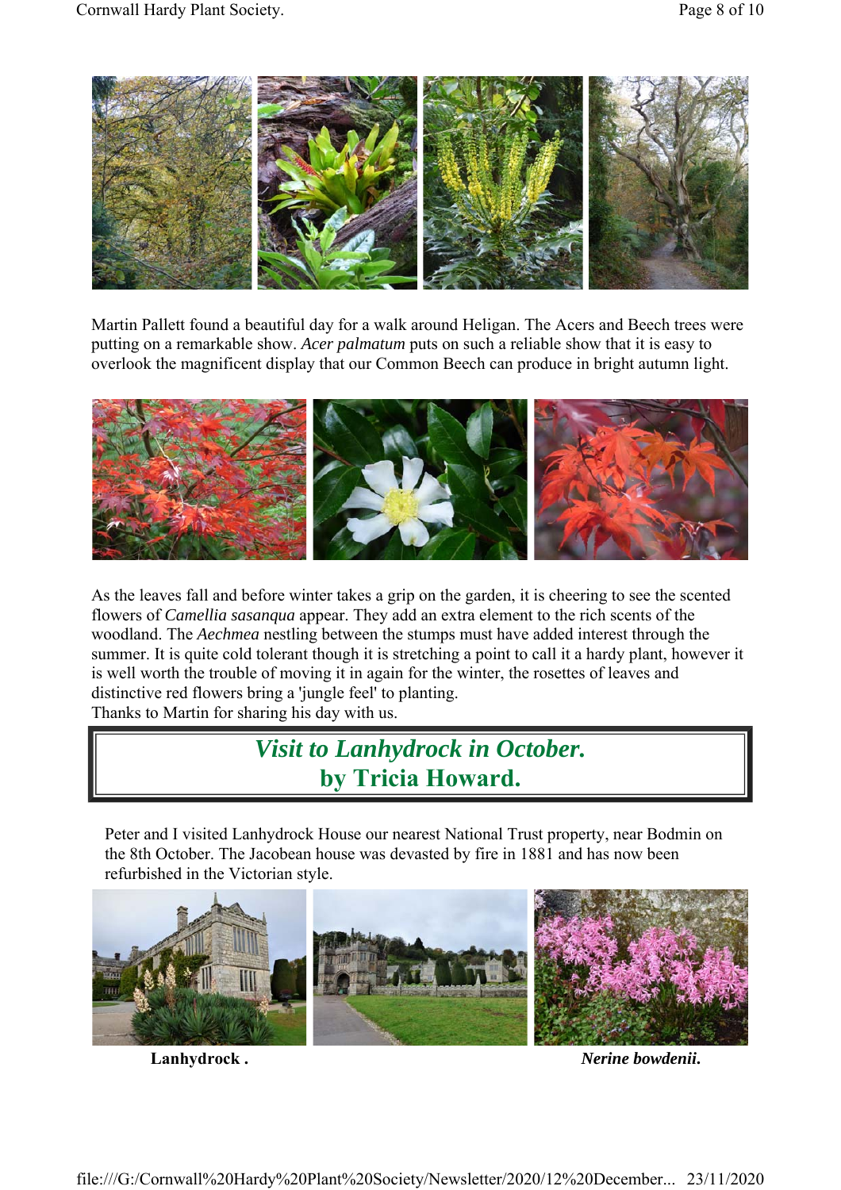Martin Pallett found a beautiful day for a walk around Heligan. The Acers and Beech trees were putting on a remarkable show. *Acer palmatum* puts on such a reliable show that it is easy to overlook the magnificent display that our Common Beech can produce in bright autumn light.

As the leaves fall and before winter takes a grip on the garden, it is cheering to see the scented flowers of *Camellia sasanqua* appear. They add an extra element to the rich scents of the woodland. The *Aechmea* nestling between the stumps must have added interest through the summer. It is quite cold tolerant though it is stretching a point to call it a hardy plant, however it is well worth the trouble of moving it in again for the winter, the rosettes of leaves and distinctive red flowers bring a 'jungle feel' to planting.
Thanks to Martin for sharing his day with us.

## *Visit to Lanhydrock in October.*
## by Tricia Howard.

Peter and I visited Lanhydrock House our nearest National Trust property, near Bodmin on the 8th October. The Jacobean house was devastated by fire in 1881 and has now been refurbished in the Victorian style.

**Lanhydrock .**

***Nerine bowdenii.***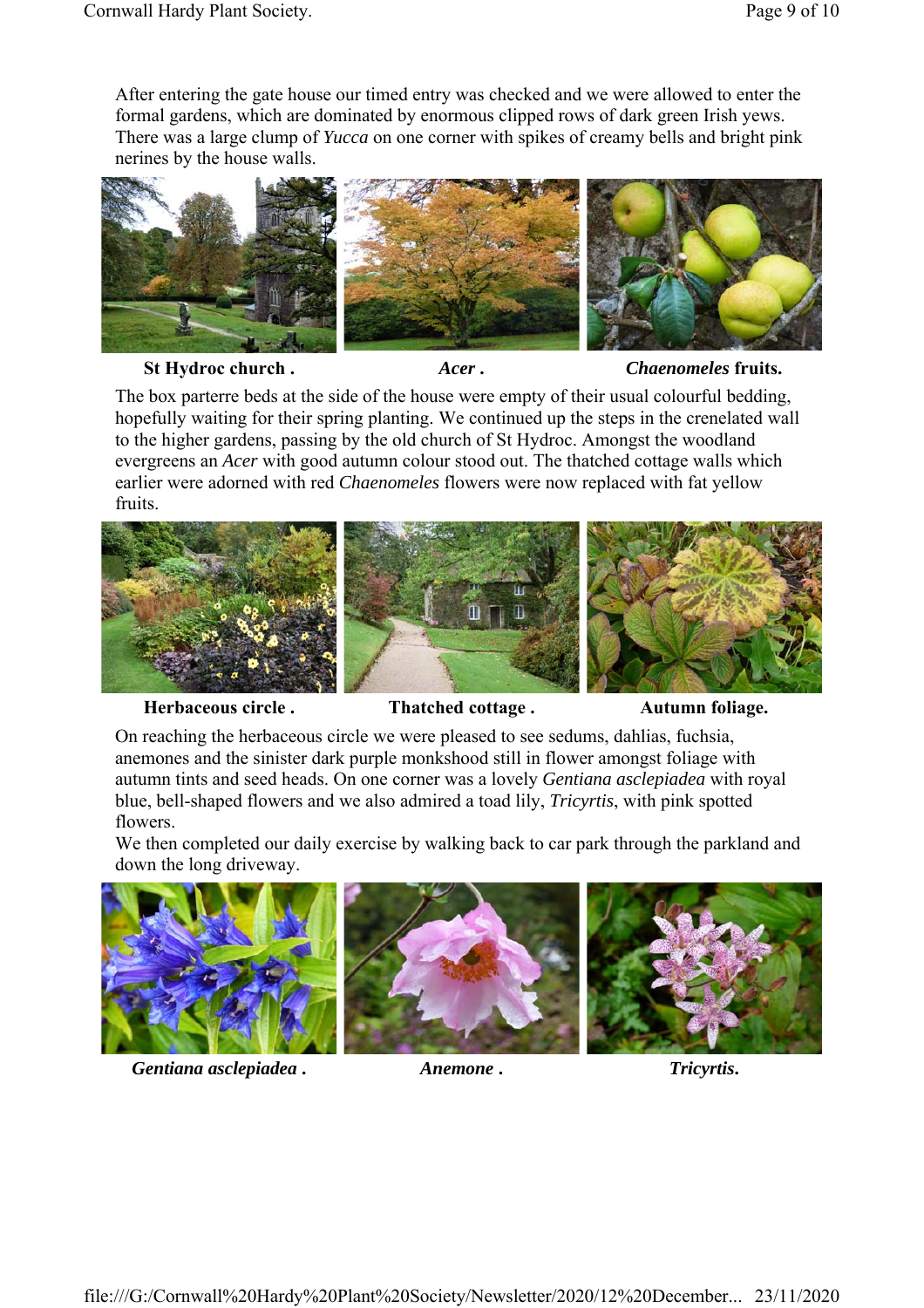After entering the gate house our timed entry was checked and we were allowed to enter the formal gardens, which are dominated by enormous clipped rows of dark green Irish yews. There was a large clump of *Yucca* on one corner with spikes of creamy bells and bright pink nerines by the house walls.

**St Hydroc church .** **Acer .** ***Chaenomeles* fruits.**

The box parterre beds at the side of the house were empty of their usual colourful bedding, hopefully waiting for their spring planting. We continued up the steps in the crenelated wall to the higher gardens, passing by the old church of St Hydroc. Amongst the woodland evergreens an *Acer* with good autumn colour stood out. The thatched cottage walls which earlier were adorned with red *Chaenomeles* flowers were now replaced with fat yellow fruits.

**Herbaceous circle .** **Thatched cottage .** **Autumn foliage.**

On reaching the herbaceous circle we were pleased to see sedums, dahlias, fuchsia, anemones and the sinister dark purple monkshood still in flower amongst foliage with autumn tints and seed heads. On one corner was a lovely *Gentiana asclepiadea* with royal blue, bell-shaped flowers and we also admired a toad lily, *Tricyrtis*, with pink spotted flowers.

We then completed our daily exercise by walking back to car park through the parkland and down the long driveway.

***Gentiana asclepiadea* .** ***Anemone* .** ***Tricyrtis*.**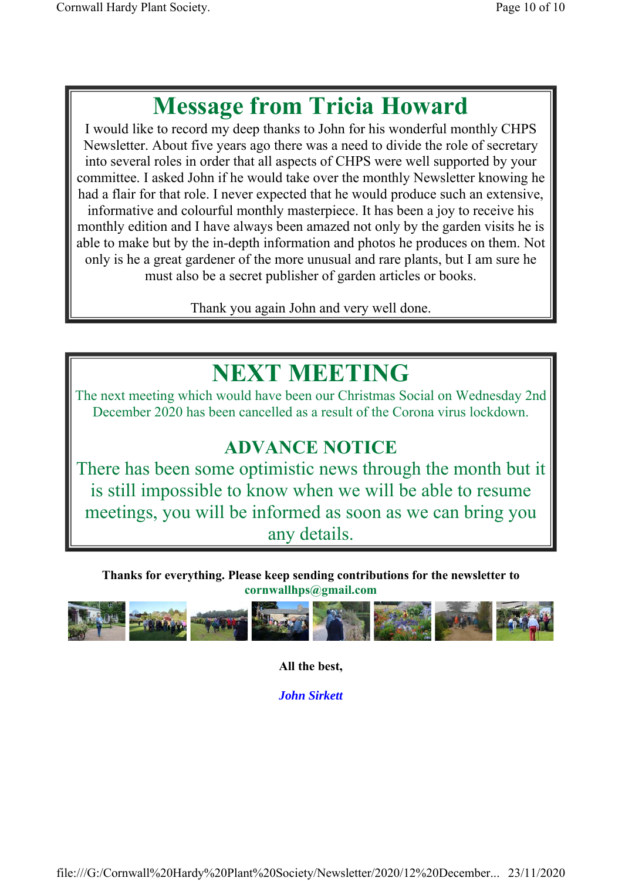## Message from Tricia Howard

I would like to record my deep thanks to John for his wonderful monthly CHPS Newsletter. About five years ago there was a need to divide the role of secretary into several roles in order that all aspects of CHPS were well supported by your committee. I asked John if he would take over the monthly Newsletter knowing he had a flair for that role. I never expected that he would produce such an extensive, informative and colourful monthly masterpiece. It has been a joy to receive his monthly edition and I have always been amazed not only by the garden visits he is able to make but by the in-depth information and photos he produces on them. Not only is he a great gardener of the more unusual and rare plants, but I am sure he must also be a secret publisher of garden articles or books.

Thank you again John and very well done.

## NEXT MEETING

The next meeting which would have been our Christmas Social on Wednesday 2nd December 2020 has been cancelled as a result of the Corona virus lockdown.

### ADVANCE NOTICE

There has been some optimistic news through the month but it is still impossible to know when we will be able to resume meetings, you will be informed as soon as we can bring you any details.

**Thanks for everything. Please keep sending contributions for the newsletter to cornwallhps@gmail.com**

**All the best,**

***John Sirkett***